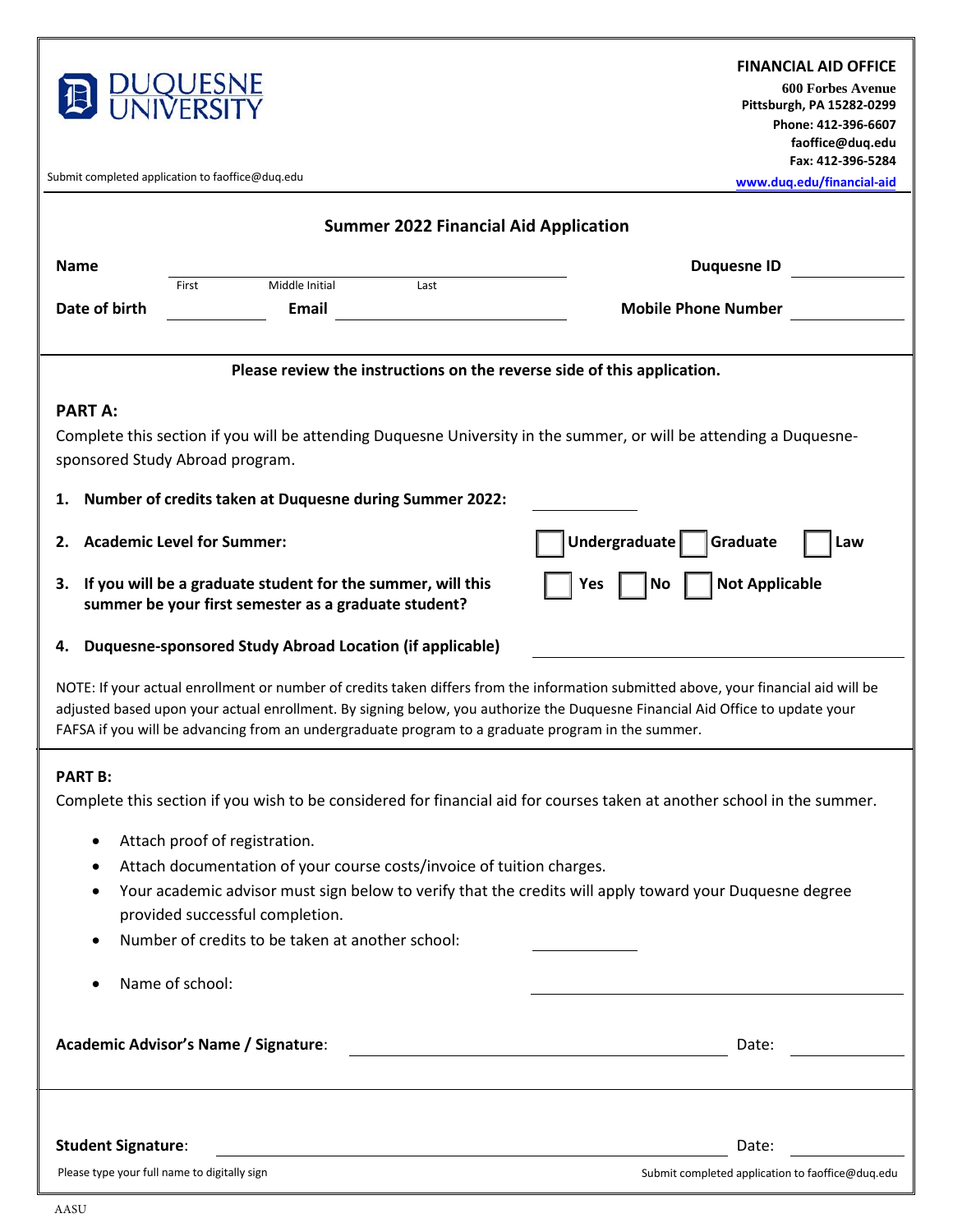**DUQUESNE UNIVERSITY**

**FINANCIAL AID OFFICE**
600 Forbes Avenue
Pittsburgh, PA 15282-0299
Phone: 412-396-6607
faoffice@duq.edu
Fax: 412-396-5284
www.duq.edu/financial-aid

Submit completed application to faoffice@duq.edu

## Summer 2022 Financial Aid Application

**Name** ______________________________ (First / Middle Initial / Last) **Duquesne ID** __________

**Date of birth** __________ **Email** ______________________ **Mobile Phone Number** __________

**Please review the instructions on the reverse side of this application.**

### PART A:

Complete this section if you will be attending Duquesne University in the summer, or will be attending a Duquesne-sponsored Study Abroad program.

1. **Number of credits taken at Duquesne during Summer 2022:** __________
2. **Academic Level for Summer:** ☐ Undergraduate ☐ Graduate ☐ Law
3. **If you will be a graduate student for the summer, will this summer be your first semester as a graduate student?** ☐ Yes ☐ No ☐ Not Applicable
4. **Duquesne-sponsored Study Abroad Location (if applicable)** ______________________

NOTE: If your actual enrollment or number of credits taken differs from the information submitted above, your financial aid will be adjusted based upon your actual enrollment. By signing below, you authorize the Duquesne Financial Aid Office to update your FAFSA if you will be advancing from an undergraduate program to a graduate program in the summer.

### PART B:

Complete this section if you wish to be considered for financial aid for courses taken at another school in the summer.

- Attach proof of registration.
- Attach documentation of your course costs/invoice of tuition charges.
- Your academic advisor must sign below to verify that the credits will apply toward your Duquesne degree provided successful completion.
- Number of credits to be taken at another school: __________
- Name of school: ______________________

**Academic Advisor's Name / Signature**: ______________________ Date: __________

**Student Signature**: ______________________ Date: __________

Please type your full name to digitally sign

Submit completed application to faoffice@duq.edu

AASU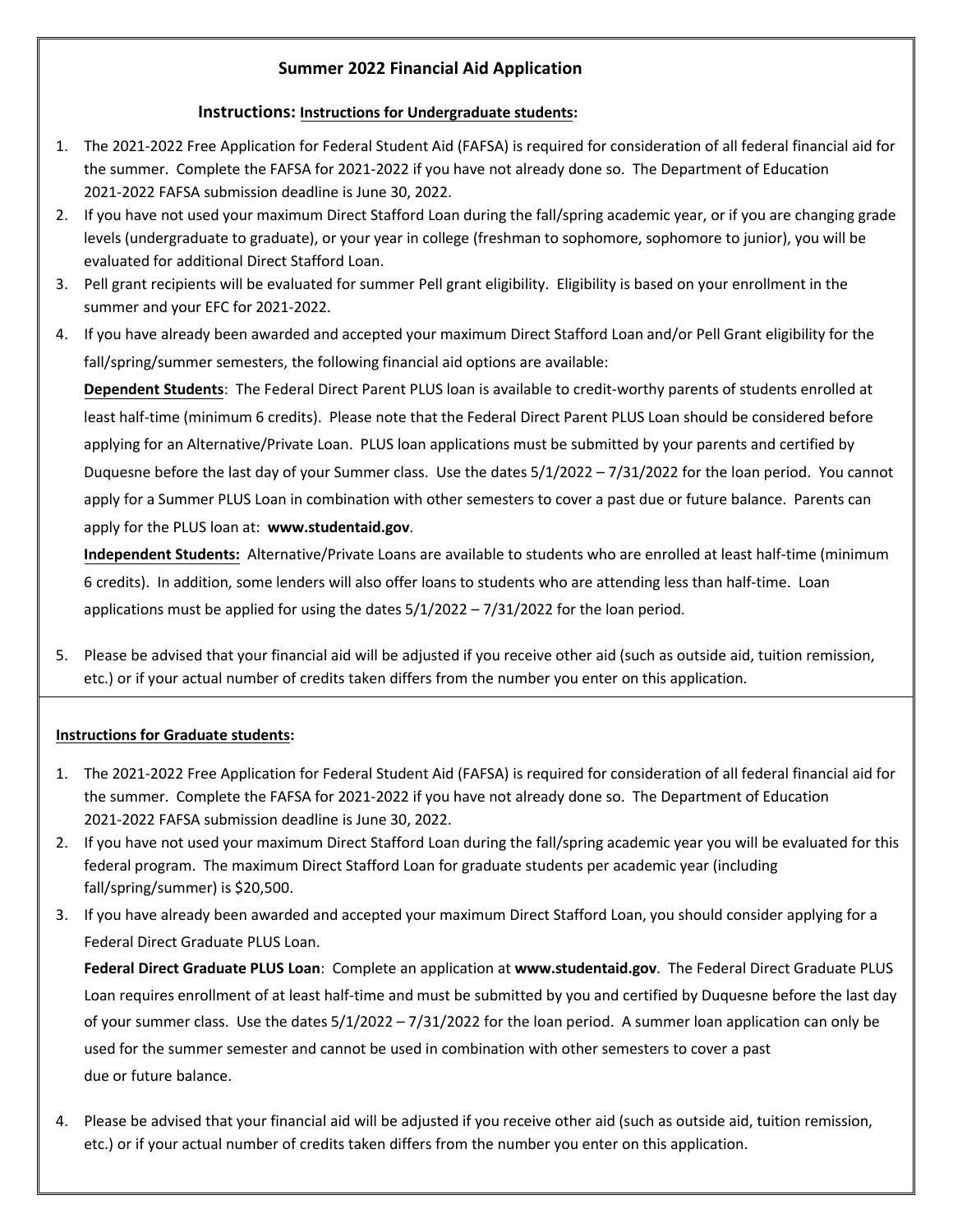## Summer 2022 Financial Aid Application

### Instructions: Instructions for Undergraduate students:

1. The 2021-2022 Free Application for Federal Student Aid (FAFSA) is required for consideration of all federal financial aid for the summer. Complete the FAFSA for 2021-2022 if you have not already done so. The Department of Education 2021-2022 FAFSA submission deadline is June 30, 2022.
2. If you have not used your maximum Direct Stafford Loan during the fall/spring academic year, or if you are changing grade levels (undergraduate to graduate), or your year in college (freshman to sophomore, sophomore to junior), you will be evaluated for additional Direct Stafford Loan.
3. Pell grant recipients will be evaluated for summer Pell grant eligibility. Eligibility is based on your enrollment in the summer and your EFC for 2021-2022.
4. If you have already been awarded and accepted your maximum Direct Stafford Loan and/or Pell Grant eligibility for the fall/spring/summer semesters, the following financial aid options are available:

   **Dependent Students**: The Federal Direct Parent PLUS loan is available to credit-worthy parents of students enrolled at least half-time (minimum 6 credits). Please note that the Federal Direct Parent PLUS Loan should be considered before applying for an Alternative/Private Loan. PLUS loan applications must be submitted by your parents and certified by Duquesne before the last day of your Summer class. Use the dates 5/1/2022 – 7/31/2022 for the loan period. You cannot apply for a Summer PLUS Loan in combination with other semesters to cover a past due or future balance. Parents can apply for the PLUS loan at: **www.studentaid.gov**.

   **Independent Students:** Alternative/Private Loans are available to students who are enrolled at least half-time (minimum 6 credits). In addition, some lenders will also offer loans to students who are attending less than half-time. Loan applications must be applied for using the dates 5/1/2022 – 7/31/2022 for the loan period.

5. Please be advised that your financial aid will be adjusted if you receive other aid (such as outside aid, tuition remission, etc.) or if your actual number of credits taken differs from the number you enter on this application.

### Instructions for Graduate students:

1. The 2021-2022 Free Application for Federal Student Aid (FAFSA) is required for consideration of all federal financial aid for the summer. Complete the FAFSA for 2021-2022 if you have not already done so. The Department of Education 2021-2022 FAFSA submission deadline is June 30, 2022.
2. If you have not used your maximum Direct Stafford Loan during the fall/spring academic year you will be evaluated for this federal program. The maximum Direct Stafford Loan for graduate students per academic year (including fall/spring/summer) is $20,500.
3. If you have already been awarded and accepted your maximum Direct Stafford Loan, you should consider applying for a Federal Direct Graduate PLUS Loan.

   **Federal Direct Graduate PLUS Loan**: Complete an application at **www.studentaid.gov**. The Federal Direct Graduate PLUS Loan requires enrollment of at least half-time and must be submitted by you and certified by Duquesne before the last day of your summer class. Use the dates 5/1/2022 – 7/31/2022 for the loan period. A summer loan application can only be used for the summer semester and cannot be used in combination with other semesters to cover a past due or future balance.

4. Please be advised that your financial aid will be adjusted if you receive other aid (such as outside aid, tuition remission, etc.) or if your actual number of credits taken differs from the number you enter on this application.